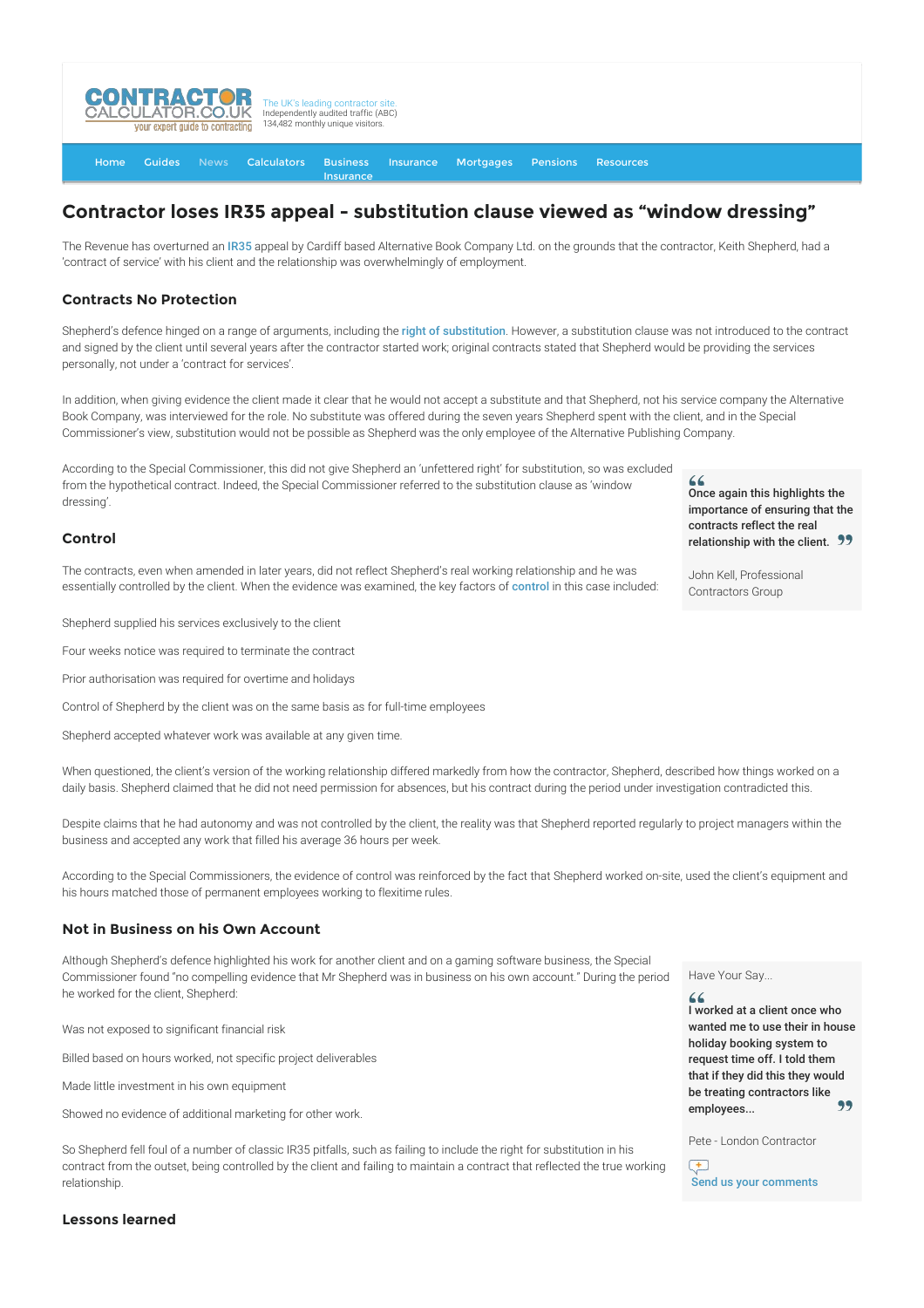CONTRACTOR CALCULATOR.CO.UK your expert guide to contracting

The UK's leading contractor site. Independently audited traffic (ABC) 134,482 monthly unique visitors.

Home Guides News Calculators Business Insurance Insurance Mortgages Pensions Resources

# Contractor loses IR35 appeal - substitution clause viewed as "window dressing"

The Revenue has overturned an IR35 appeal by Cardiff based Alternative Book Company Ltd. on the grounds that the contractor, Keith Shepherd, had a 'contract of service' with his client and the relationship was overwhelmingly of employment.

## Contracts No Protection

Shepherd's defence hinged on a range of arguments, including the right of substitution. However, a substitution clause was not introduced to the contract and signed by the client until several years after the contractor started work; original contracts stated that Shepherd would be providing the services personally, not under a 'contract for services'.

In addition, when giving evidence the client made it clear that he would not accept a substitute and that Shepherd, not his service company the Alternative Book Company, was interviewed for the role. No substitute was offered during the seven years Shepherd spent with the client, and in the Special Commissioner's view, substitution would not be possible as Shepherd was the only employee of the Alternative Publishing Company.

According to the Special Commissioner, this did not give Shepherd an 'unfettered right' for substitution, so was excluded from the hypothetical contract. Indeed, the Special Commissioner referred to the substitution clause as 'window dressing'.

> **Once again this highlights the importance of ensuring that the contracts reflect the real relationship with the client.**
>
> John Kell, Professional Contractors Group

## Control

The contracts, even when amended in later years, did not reflect Shepherd's real working relationship and he was essentially controlled by the client. When the evidence was examined, the key factors of control in this case included:

Shepherd supplied his services exclusively to the client

Four weeks notice was required to terminate the contract

Prior authorisation was required for overtime and holidays

Control of Shepherd by the client was on the same basis as for full-time employees

Shepherd accepted whatever work was available at any given time.

When questioned, the client's version of the working relationship differed markedly from how the contractor, Shepherd, described how things worked on a daily basis. Shepherd claimed that he did not need permission for absences, but his contract during the period under investigation contradicted this.

Despite claims that he had autonomy and was not controlled by the client, the reality was that Shepherd reported regularly to project managers within the business and accepted any work that filled his average 36 hours per week.

According to the Special Commissioners, the evidence of control was reinforced by the fact that Shepherd worked on-site, used the client's equipment and his hours matched those of permanent employees working to flexitime rules.

## Not in Business on his Own Account

Although Shepherd's defence highlighted his work for another client and on a gaming software business, the Special Commissioner found "no compelling evidence that Mr Shepherd was in business on his own account." During the period he worked for the client, Shepherd:

Was not exposed to significant financial risk

Billed based on hours worked, not specific project deliverables

Made little investment in his own equipment

Showed no evidence of additional marketing for other work.

So Shepherd fell foul of a number of classic IR35 pitfalls, such as failing to include the right for substitution in his contract from the outset, being controlled by the client and failing to maintain a contract that reflected the true working relationship.

> Have Your Say...
>
> **I worked at a client once who wanted me to use their in house holiday booking system to request time off. I told them that if they did this they would be treating contractors like employees...**
>
> Pete - London Contractor
>
> Send us your comments

## Lessons learned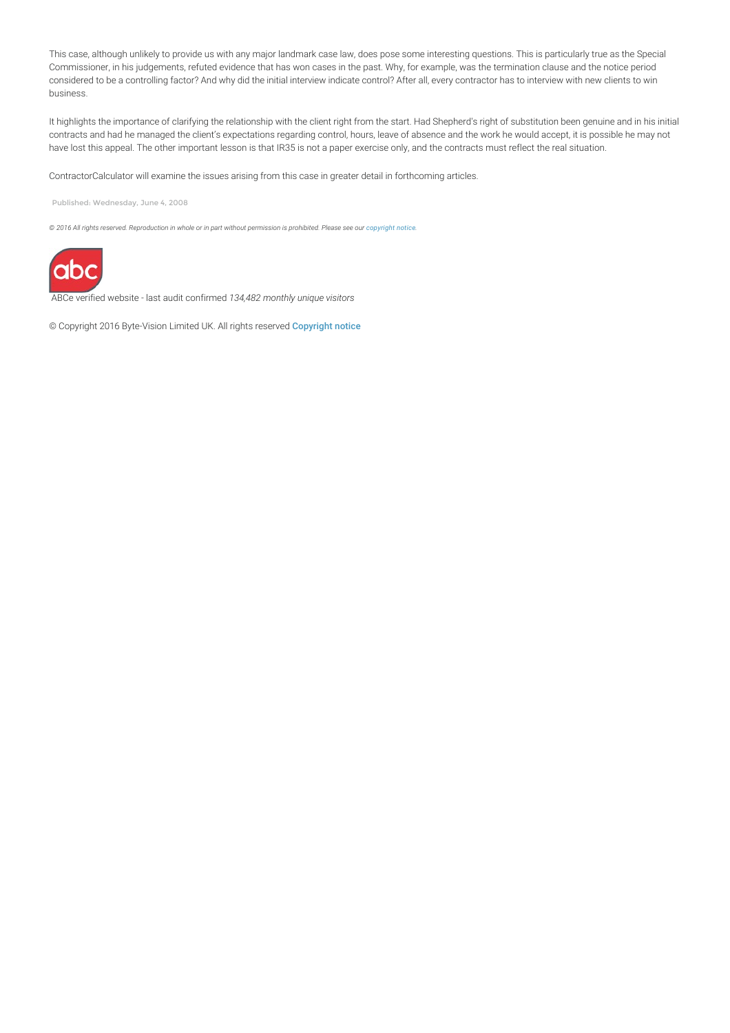This case, although unlikely to provide us with any major landmark case law, does pose some interesting questions. This is particularly true as the Special Commissioner, in his judgements, refuted evidence that has won cases in the past. Why, for example, was the termination clause and the notice period considered to be a controlling factor? And why did the initial interview indicate control? After all, every contractor has to interview with new clients to win business.

It highlights the importance of clarifying the relationship with the client right from the start. Had Shepherd's right of substitution been genuine and in his initial contracts and had he managed the client's expectations regarding control, hours, leave of absence and the work he would accept, it is possible he may not have lost this appeal. The other important lesson is that IR35 is not a paper exercise only, and the contracts must reflect the real situation.

ContractorCalculator will examine the issues arising from this case in greater detail in forthcoming articles.

Published: Wednesday, June 4, 2008

*© 2016 All rights reserved. Reproduction in whole or in part without permission is prohibited. Please see our copyright notice.*

abc

ABCe verified website - last audit confirmed *134,482 monthly unique visitors*

© Copyright 2016 Byte-Vision Limited UK. All rights reserved **Copyright notice**